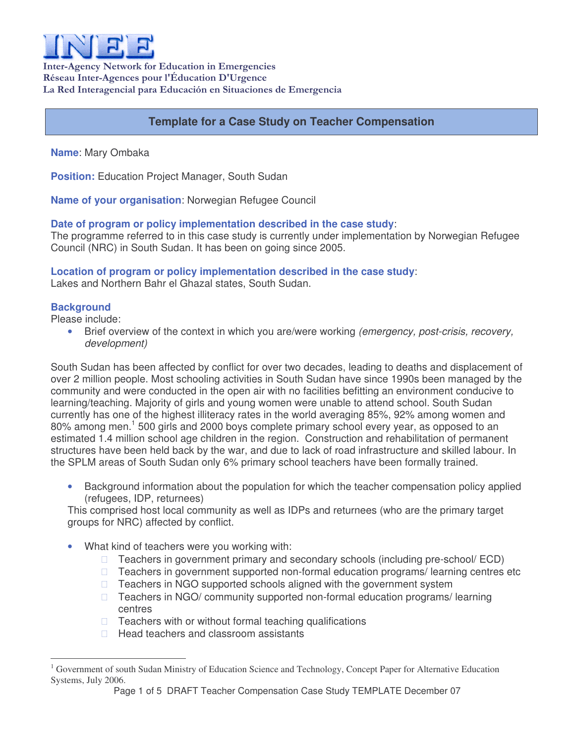# INEE

**Inter-Agency Network for Education in Emergencies**
**Réseau Inter-Agences pour l'Éducation D'Urgence**
**La Red Interagencial para Educación en Situaciones de Emergencia**

## Template for a Case Study on Teacher Compensation

**Name**: Mary Ombaka

**Position:** Education Project Manager, South Sudan

**Name of your organisation**: Norwegian Refugee Council

**Date of program or policy implementation described in the case study**:
The programme referred to in this case study is currently under implementation by Norwegian Refugee Council (NRC) in South Sudan. It has been on going since 2005.

**Location of program or policy implementation described in the case study**:
Lakes and Northern Bahr el Ghazal states, South Sudan.

### Background

Please include:

- Brief overview of the context in which you are/were working *(emergency, post-crisis, recovery, development)*

South Sudan has been affected by conflict for over two decades, leading to deaths and displacement of over 2 million people. Most schooling activities in South Sudan have since 1990s been managed by the community and were conducted in the open air with no facilities befitting an environment conducive to learning/teaching. Majority of girls and young women were unable to attend school. South Sudan currently has one of the highest illiteracy rates in the world averaging 85%, 92% among women and 80% among men.[1] 500 girls and 2000 boys complete primary school every year, as opposed to an estimated 1.4 million school age children in the region. Construction and rehabilitation of permanent structures have been held back by the war, and due to lack of road infrastructure and skilled labour. In the SPLM areas of South Sudan only 6% primary school teachers have been formally trained.

- Background information about the population for which the teacher compensation policy applied (refugees, IDP, returnees)

  This comprised host local community as well as IDPs and returnees (who are the primary target groups for NRC) affected by conflict.

- What kind of teachers were you working with:
  - ☐ Teachers in government primary and secondary schools (including pre-school/ ECD)
  - ☐ Teachers in government supported non-formal education programs/ learning centres etc
  - ☐ Teachers in NGO supported schools aligned with the government system
  - ☐ Teachers in NGO/ community supported non-formal education programs/ learning centres
  - ☐ Teachers with or without formal teaching qualifications
  - ☐ Head teachers and classroom assistants

---

[1] Government of south Sudan Ministry of Education Science and Technology, Concept Paper for Alternative Education Systems, July 2006.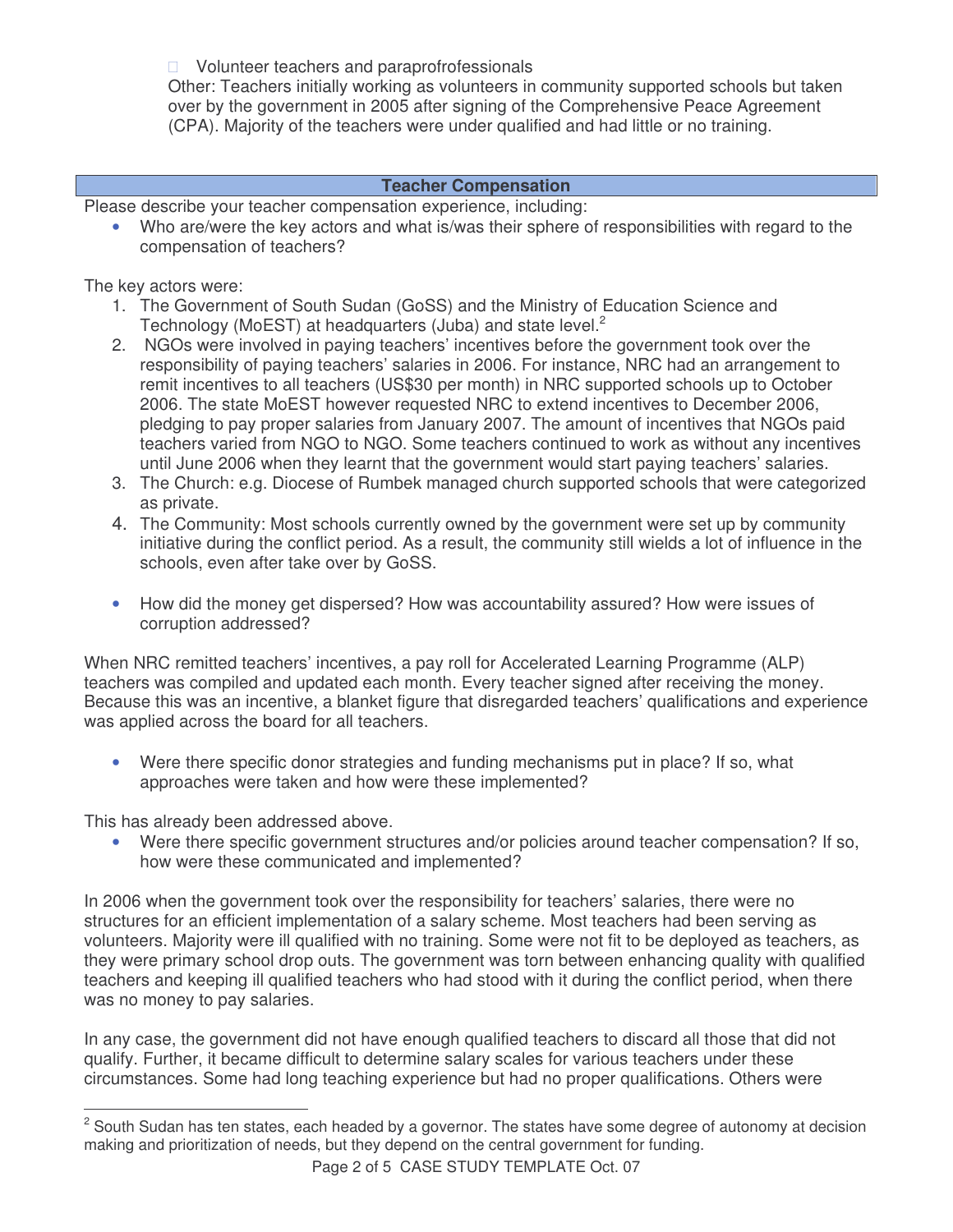- Volunteer teachers and paraprofrofessionals

Other: Teachers initially working as volunteers in community supported schools but taken over by the government in 2005 after signing of the Comprehensive Peace Agreement (CPA). Majority of the teachers were under qualified and had little or no training.

## Teacher Compensation

Please describe your teacher compensation experience, including:

- Who are/were the key actors and what is/was their sphere of responsibilities with regard to the compensation of teachers?

The key actors were:

1. The Government of South Sudan (GoSS) and the Ministry of Education Science and Technology (MoEST) at headquarters (Juba) and state level.[2]
2. NGOs were involved in paying teachers' incentives before the government took over the responsibility of paying teachers' salaries in 2006. For instance, NRC had an arrangement to remit incentives to all teachers (US$30 per month) in NRC supported schools up to October 2006. The state MoEST however requested NRC to extend incentives to December 2006, pledging to pay proper salaries from January 2007. The amount of incentives that NGOs paid teachers varied from NGO to NGO. Some teachers continued to work as without any incentives until June 2006 when they learnt that the government would start paying teachers' salaries.
3. The Church: e.g. Diocese of Rumbek managed church supported schools that were categorized as private.
4. The Community: Most schools currently owned by the government were set up by community initiative during the conflict period. As a result, the community still wields a lot of influence in the schools, even after take over by GoSS.

- How did the money get dispersed? How was accountability assured? How were issues of corruption addressed?

When NRC remitted teachers' incentives, a pay roll for Accelerated Learning Programme (ALP) teachers was compiled and updated each month. Every teacher signed after receiving the money. Because this was an incentive, a blanket figure that disregarded teachers' qualifications and experience was applied across the board for all teachers.

- Were there specific donor strategies and funding mechanisms put in place? If so, what approaches were taken and how were these implemented?

This has already been addressed above.

- Were there specific government structures and/or policies around teacher compensation? If so, how were these communicated and implemented?

In 2006 when the government took over the responsibility for teachers' salaries, there were no structures for an efficient implementation of a salary scheme. Most teachers had been serving as volunteers. Majority were ill qualified with no training. Some were not fit to be deployed as teachers, as they were primary school drop outs. The government was torn between enhancing quality with qualified teachers and keeping ill qualified teachers who had stood with it during the conflict period, when there was no money to pay salaries.

In any case, the government did not have enough qualified teachers to discard all those that did not qualify. Further, it became difficult to determine salary scales for various teachers under these circumstances. Some had long teaching experience but had no proper qualifications. Others were

[2] South Sudan has ten states, each headed by a governor. The states have some degree of autonomy at decision making and prioritization of needs, but they depend on the central government for funding.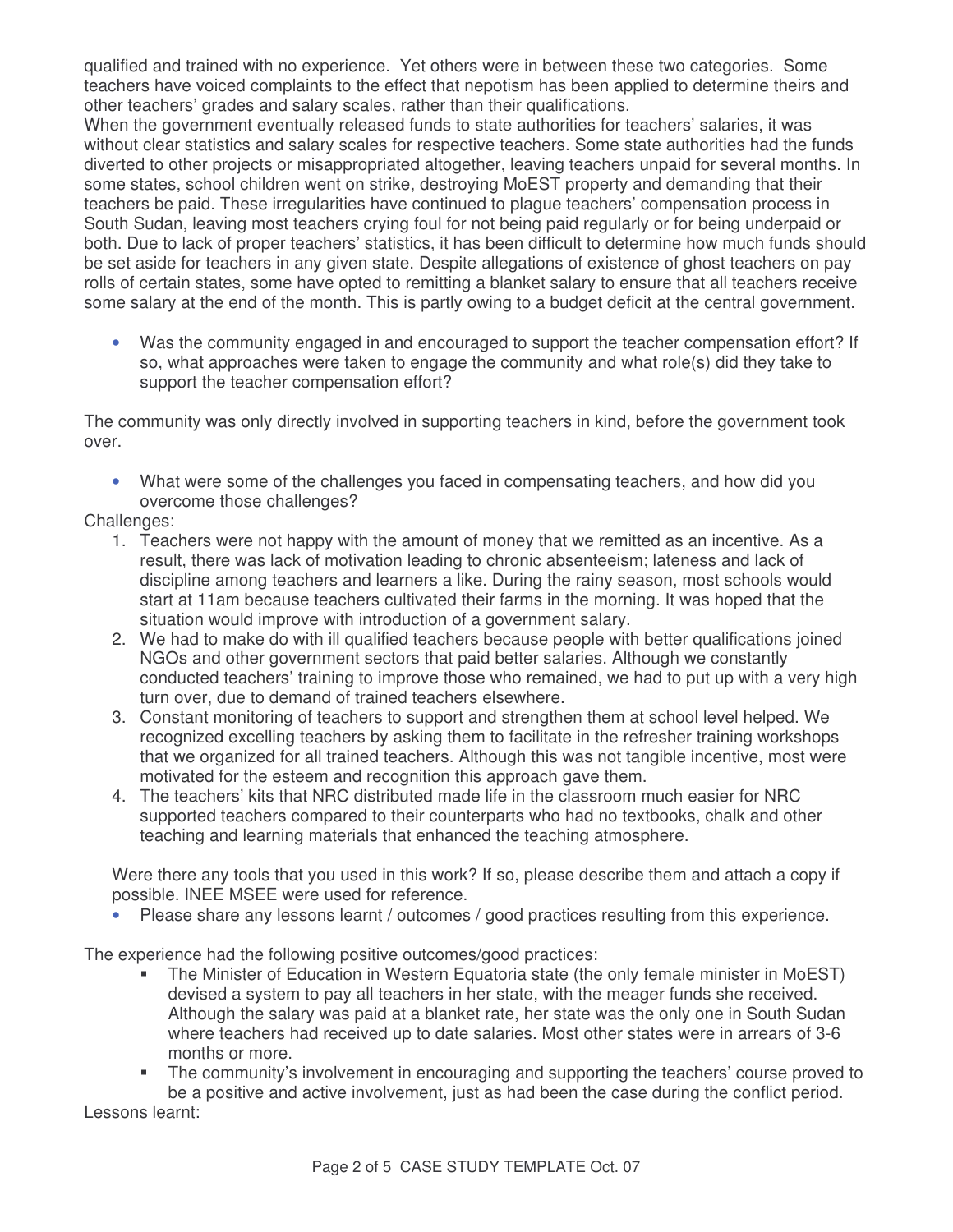qualified and trained with no experience. Yet others were in between these two categories. Some teachers have voiced complaints to the effect that nepotism has been applied to determine theirs and other teachers' grades and salary scales, rather than their qualifications.

When the government eventually released funds to state authorities for teachers' salaries, it was without clear statistics and salary scales for respective teachers. Some state authorities had the funds diverted to other projects or misappropriated altogether, leaving teachers unpaid for several months. In some states, school children went on strike, destroying MoEST property and demanding that their teachers be paid. These irregularities have continued to plague teachers' compensation process in South Sudan, leaving most teachers crying foul for not being paid regularly or for being underpaid or both. Due to lack of proper teachers' statistics, it has been difficult to determine how much funds should be set aside for teachers in any given state. Despite allegations of existence of ghost teachers on pay rolls of certain states, some have opted to remitting a blanket salary to ensure that all teachers receive some salary at the end of the month. This is partly owing to a budget deficit at the central government.

- Was the community engaged in and encouraged to support the teacher compensation effort? If so, what approaches were taken to engage the community and what role(s) did they take to support the teacher compensation effort?

The community was only directly involved in supporting teachers in kind, before the government took over.

- What were some of the challenges you faced in compensating teachers, and how did you overcome those challenges?

Challenges:

1. Teachers were not happy with the amount of money that we remitted as an incentive. As a result, there was lack of motivation leading to chronic absenteeism; lateness and lack of discipline among teachers and learners a like. During the rainy season, most schools would start at 11am because teachers cultivated their farms in the morning. It was hoped that the situation would improve with introduction of a government salary.
2. We had to make do with ill qualified teachers because people with better qualifications joined NGOs and other government sectors that paid better salaries. Although we constantly conducted teachers' training to improve those who remained, we had to put up with a very high turn over, due to demand of trained teachers elsewhere.
3. Constant monitoring of teachers to support and strengthen them at school level helped. We recognized excelling teachers by asking them to facilitate in the refresher training workshops that we organized for all trained teachers. Although this was not tangible incentive, most were motivated for the esteem and recognition this approach gave them.
4. The teachers' kits that NRC distributed made life in the classroom much easier for NRC supported teachers compared to their counterparts who had no textbooks, chalk and other teaching and learning materials that enhanced the teaching atmosphere.

Were there any tools that you used in this work? If so, please describe them and attach a copy if possible. INEE MSEE were used for reference.

- Please share any lessons learnt / outcomes / good practices resulting from this experience.

The experience had the following positive outcomes/good practices:

- The Minister of Education in Western Equatoria state (the only female minister in MoEST) devised a system to pay all teachers in her state, with the meager funds she received. Although the salary was paid at a blanket rate, her state was the only one in South Sudan where teachers had received up to date salaries. Most other states were in arrears of 3-6 months or more.
- The community's involvement in encouraging and supporting the teachers' course proved to be a positive and active involvement, just as had been the case during the conflict period.

Lessons learnt: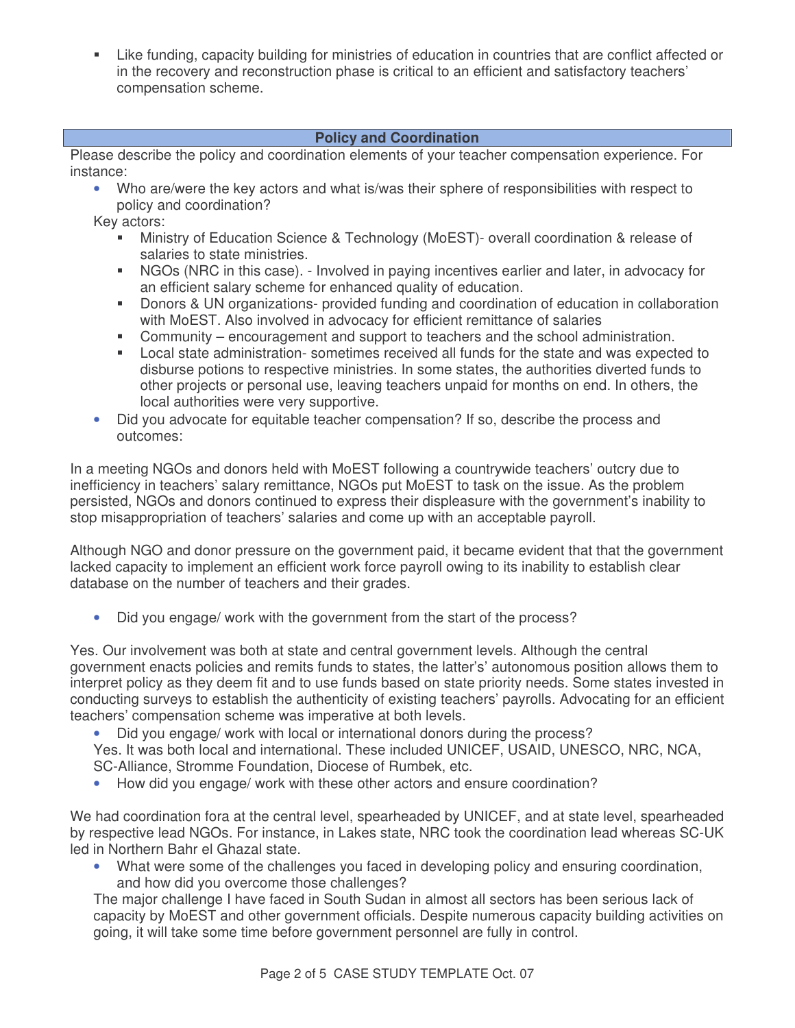- Like funding, capacity building for ministries of education in countries that are conflict affected or in the recovery and reconstruction phase is critical to an efficient and satisfactory teachers' compensation scheme.

## Policy and Coordination

Please describe the policy and coordination elements of your teacher compensation experience. For instance:

- Who are/were the key actors and what is/was their sphere of responsibilities with respect to policy and coordination?

Key actors:

- Ministry of Education Science & Technology (MoEST)- overall coordination & release of salaries to state ministries.
- NGOs (NRC in this case). - Involved in paying incentives earlier and later, in advocacy for an efficient salary scheme for enhanced quality of education.
- Donors & UN organizations- provided funding and coordination of education in collaboration with MoEST. Also involved in advocacy for efficient remittance of salaries
- Community – encouragement and support to teachers and the school administration.
- Local state administration- sometimes received all funds for the state and was expected to disburse potions to respective ministries. In some states, the authorities diverted funds to other projects or personal use, leaving teachers unpaid for months on end. In others, the local authorities were very supportive.

- Did you advocate for equitable teacher compensation? If so, describe the process and outcomes:

In a meeting NGOs and donors held with MoEST following a countrywide teachers' outcry due to inefficiency in teachers' salary remittance, NGOs put MoEST to task on the issue. As the problem persisted, NGOs and donors continued to express their displeasure with the government's inability to stop misappropriation of teachers' salaries and come up with an acceptable payroll.

Although NGO and donor pressure on the government paid, it became evident that that the government lacked capacity to implement an efficient work force payroll owing to its inability to establish clear database on the number of teachers and their grades.

- Did you engage/ work with the government from the start of the process?

Yes. Our involvement was both at state and central government levels. Although the central government enacts policies and remits funds to states, the latter's' autonomous position allows them to interpret policy as they deem fit and to use funds based on state priority needs. Some states invested in conducting surveys to establish the authenticity of existing teachers' payrolls. Advocating for an efficient teachers' compensation scheme was imperative at both levels.

- Did you engage/ work with local or international donors during the process?

Yes. It was both local and international. These included UNICEF, USAID, UNESCO, NRC, NCA, SC-Alliance, Stromme Foundation, Diocese of Rumbek, etc.

- How did you engage/ work with these other actors and ensure coordination?

We had coordination fora at the central level, spearheaded by UNICEF, and at state level, spearheaded by respective lead NGOs. For instance, in Lakes state, NRC took the coordination lead whereas SC-UK led in Northern Bahr el Ghazal state.

- What were some of the challenges you faced in developing policy and ensuring coordination, and how did you overcome those challenges?

The major challenge I have faced in South Sudan in almost all sectors has been serious lack of capacity by MoEST and other government officials. Despite numerous capacity building activities on going, it will take some time before government personnel are fully in control.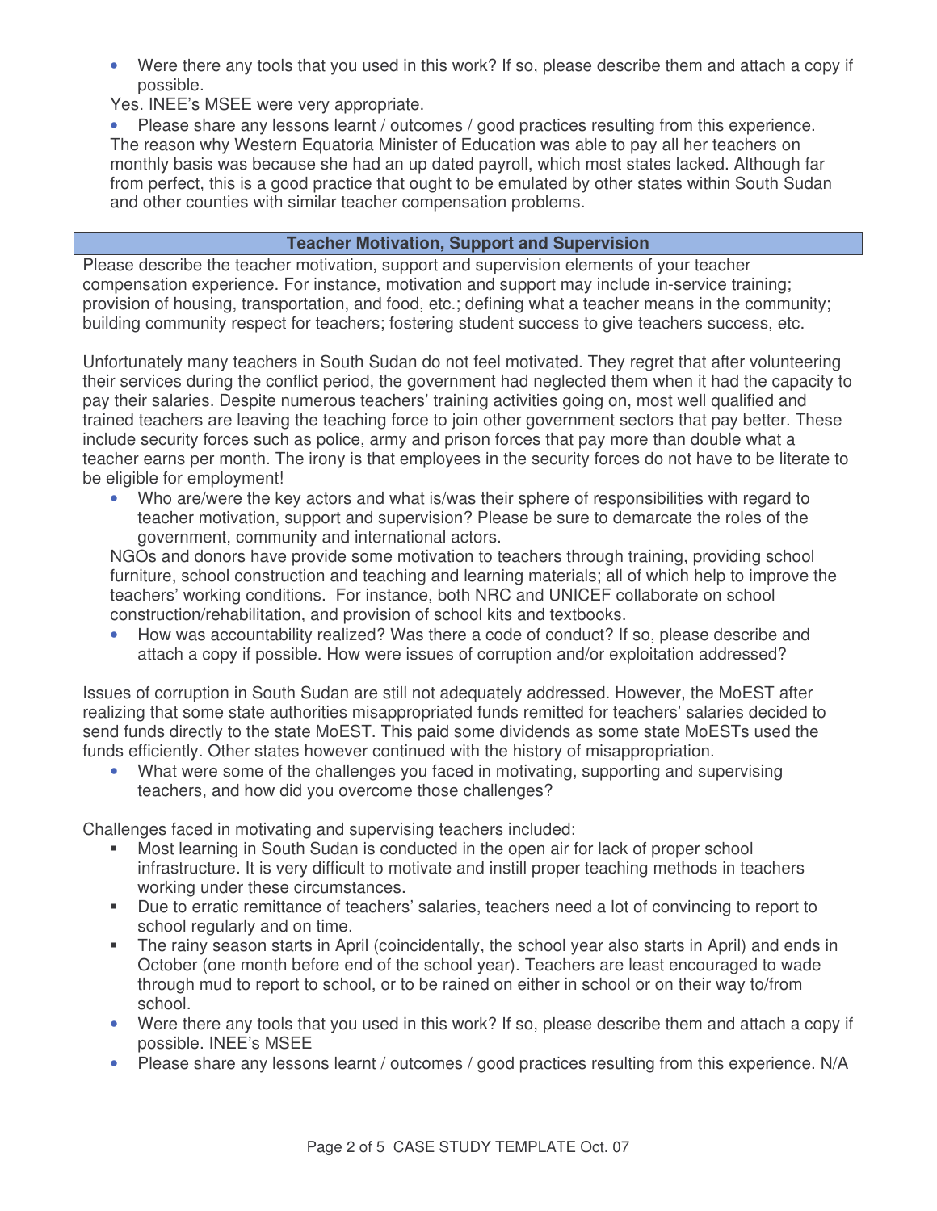- Were there any tools that you used in this work? If so, please describe them and attach a copy if possible.

Yes. INEE's MSEE were very appropriate.

- Please share any lessons learnt / outcomes / good practices resulting from this experience.

The reason why Western Equatoria Minister of Education was able to pay all her teachers on monthly basis was because she had an up dated payroll, which most states lacked. Although far from perfect, this is a good practice that ought to be emulated by other states within South Sudan and other counties with similar teacher compensation problems.

## Teacher Motivation, Support and Supervision

Please describe the teacher motivation, support and supervision elements of your teacher compensation experience. For instance, motivation and support may include in-service training; provision of housing, transportation, and food, etc.; defining what a teacher means in the community; building community respect for teachers; fostering student success to give teachers success, etc.

Unfortunately many teachers in South Sudan do not feel motivated. They regret that after volunteering their services during the conflict period, the government had neglected them when it had the capacity to pay their salaries. Despite numerous teachers' training activities going on, most well qualified and trained teachers are leaving the teaching force to join other government sectors that pay better. These include security forces such as police, army and prison forces that pay more than double what a teacher earns per month. The irony is that employees in the security forces do not have to be literate to be eligible for employment!

- Who are/were the key actors and what is/was their sphere of responsibilities with regard to teacher motivation, support and supervision? Please be sure to demarcate the roles of the government, community and international actors.

NGOs and donors have provide some motivation to teachers through training, providing school furniture, school construction and teaching and learning materials; all of which help to improve the teachers' working conditions. For instance, both NRC and UNICEF collaborate on school construction/rehabilitation, and provision of school kits and textbooks.

- How was accountability realized? Was there a code of conduct? If so, please describe and attach a copy if possible. How were issues of corruption and/or exploitation addressed?

Issues of corruption in South Sudan are still not adequately addressed. However, the MoEST after realizing that some state authorities misappropriated funds remitted for teachers' salaries decided to send funds directly to the state MoEST. This paid some dividends as some state MoESTs used the funds efficiently. Other states however continued with the history of misappropriation.

- What were some of the challenges you faced in motivating, supporting and supervising teachers, and how did you overcome those challenges?

Challenges faced in motivating and supervising teachers included:

- Most learning in South Sudan is conducted in the open air for lack of proper school infrastructure. It is very difficult to motivate and instill proper teaching methods in teachers working under these circumstances.
- Due to erratic remittance of teachers' salaries, teachers need a lot of convincing to report to school regularly and on time.
- The rainy season starts in April (coincidentally, the school year also starts in April) and ends in October (one month before end of the school year). Teachers are least encouraged to wade through mud to report to school, or to be rained on either in school or on their way to/from school.

- Were there any tools that you used in this work? If so, please describe them and attach a copy if possible. INEE's MSEE
- Please share any lessons learnt / outcomes / good practices resulting from this experience. N/A